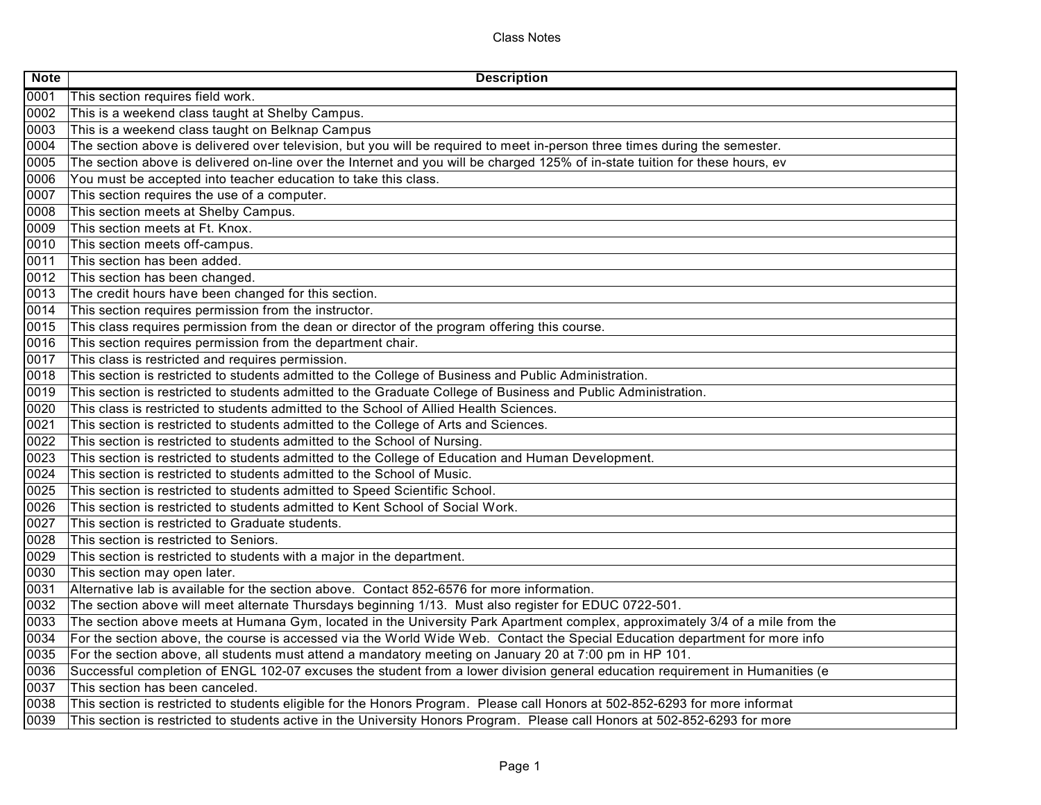# Class Notes

| Note | Description |
| --- | --- |
| 0001 | This section requires field work. |
| 0002 | This is a weekend class taught at Shelby Campus. |
| 0003 | This is a weekend class taught on Belknap Campus |
| 0004 | The section above is delivered over television, but you will be required to meet in-person three times during the semester. |
| 0005 | The section above is delivered on-line over the Internet and you will be charged 125% of in-state tuition for these hours, ev |
| 0006 | You must be accepted into teacher education to take this class. |
| 0007 | This section requires the use of a computer. |
| 0008 | This section meets at Shelby Campus. |
| 0009 | This section meets at Ft. Knox. |
| 0010 | This section meets off-campus. |
| 0011 | This section has been added. |
| 0012 | This section has been changed. |
| 0013 | The credit hours have been changed for this section. |
| 0014 | This section requires permission from the instructor. |
| 0015 | This class requires permission from the dean or director of the program offering this course. |
| 0016 | This section requires permission from the department chair. |
| 0017 | This class is restricted and requires permission. |
| 0018 | This section is restricted to students admitted to the College of Business and Public Administration. |
| 0019 | This section is restricted to students admitted to the Graduate College of Business and Public Administration. |
| 0020 | This class is restricted to students admitted to the School of Allied Health Sciences. |
| 0021 | This section is restricted to students admitted to the College of Arts and Sciences. |
| 0022 | This section is restricted to students admitted to the School of Nursing. |
| 0023 | This section is restricted to students admitted to the College of Education and Human Development. |
| 0024 | This section is restricted to students admitted to the School of Music. |
| 0025 | This section is restricted to students admitted to Speed Scientific School. |
| 0026 | This section is restricted to students admitted to Kent School of Social Work. |
| 0027 | This section is restricted to Graduate students. |
| 0028 | This section is restricted to Seniors. |
| 0029 | This section is restricted to students with a major in the department. |
| 0030 | This section may open later. |
| 0031 | Alternative lab is available for the section above. Contact 852-6576 for more information. |
| 0032 | The section above will meet alternate Thursdays beginning 1/13. Must also register for EDUC 0722-501. |
| 0033 | The section above meets at Humana Gym, located in the University Park Apartment complex, approximately 3/4 of a mile from the |
| 0034 | For the section above, the course is accessed via the World Wide Web. Contact the Special Education department for more info |
| 0035 | For the section above, all students must attend a mandatory meeting on January 20 at 7:00 pm in HP 101. |
| 0036 | Successful completion of ENGL 102-07 excuses the student from a lower division general education requirement in Humanities (e |
| 0037 | This section has been canceled. |
| 0038 | This section is restricted to students eligible for the Honors Program. Please call Honors at 502-852-6293 for more informat |
| 0039 | This section is restricted to students active in the University Honors Program. Please call Honors at 502-852-6293 for more |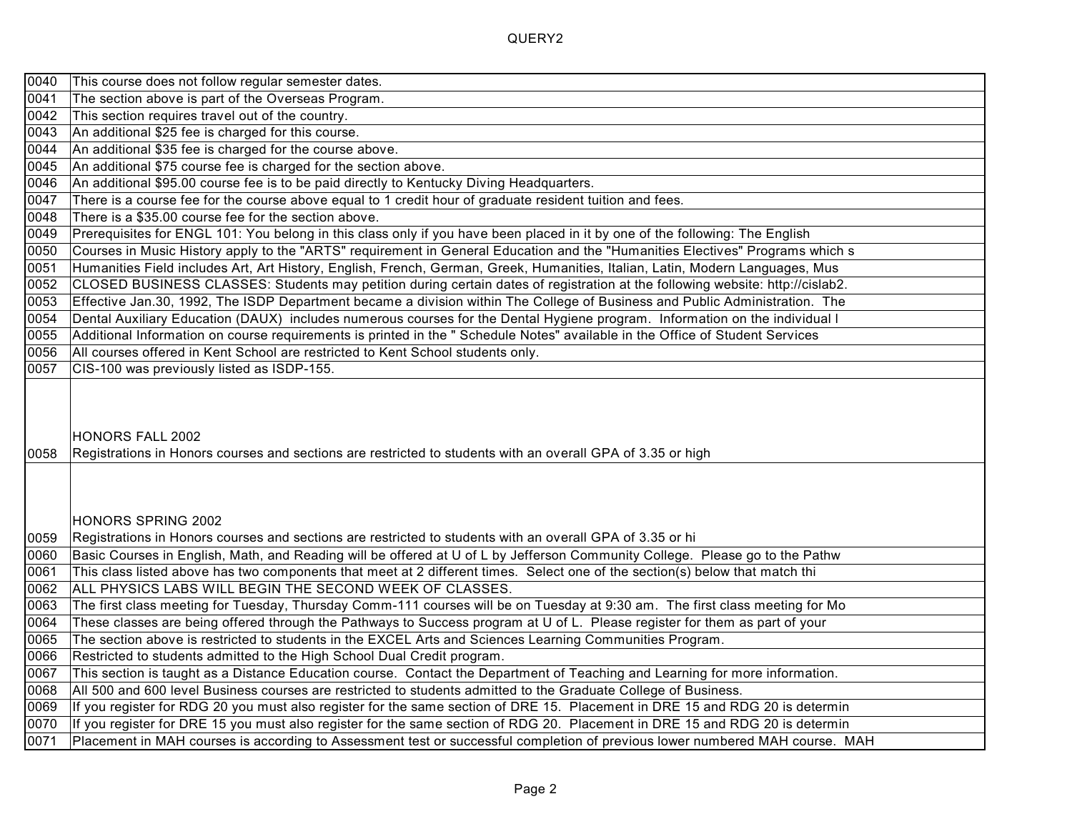| | |
|---|---|
| 0040 | This course does not follow regular semester dates. |
| 0041 | The section above is part of the Overseas Program. |
| 0042 | This section requires travel out of the country. |
| 0043 | An additional $25 fee is charged for this course. |
| 0044 | An additional $35 fee is charged for the course above. |
| 0045 | An additional $75 course fee is charged for the section above. |
| 0046 | An additional $95.00 course fee is to be paid directly to Kentucky Diving Headquarters. |
| 0047 | There is a course fee for the course above equal to 1 credit hour of graduate resident tuition and fees. |
| 0048 | There is a $35.00 course fee for the section above. |
| 0049 | Prerequisites for ENGL 101: You belong in this class only if you have been placed in it by one of the following: The English |
| 0050 | Courses in Music History apply to the "ARTS" requirement in General Education and the "Humanities Electives" Programs which s |
| 0051 | Humanities Field includes Art, Art History, English, French, German, Greek, Humanities, Italian, Latin, Modern Languages, Mus |
| 0052 | CLOSED BUSINESS CLASSES: Students may petition during certain dates of registration at the following website: http://cislab2. |
| 0053 | Effective Jan.30, 1992, The ISDP Department became a division within The College of Business and Public Administration. The |
| 0054 | Dental Auxiliary Education (DAUX) includes numerous courses for the Dental Hygiene program. Information on the individual l |
| 0055 | Additional Information on course requirements is printed in the " Schedule Notes" available in the Office of Student Services |
| 0056 | All courses offered in Kent School are restricted to Kent School students only. |
| 0057 | CIS-100 was previously listed as ISDP-155. |
| 0058 | HONORS FALL 2002<br>Registrations in Honors courses and sections are restricted to students with an overall GPA of 3.35 or high |
| 0059 | HONORS SPRING 2002<br>Registrations in Honors courses and sections are restricted to students with an overall GPA of 3.35 or hi |
| 0060 | Basic Courses in English, Math, and Reading will be offered at U of L by Jefferson Community College. Please go to the Pathw |
| 0061 | This class listed above has two components that meet at 2 different times. Select one of the section(s) below that match thi |
| 0062 | ALL PHYSICS LABS WILL BEGIN THE SECOND WEEK OF CLASSES. |
| 0063 | The first class meeting for Tuesday, Thursday Comm-111 courses will be on Tuesday at 9:30 am. The first class meeting for Mo |
| 0064 | These classes are being offered through the Pathways to Success program at U of L. Please register for them as part of your |
| 0065 | The section above is restricted to students in the EXCEL Arts and Sciences Learning Communities Program. |
| 0066 | Restricted to students admitted to the High School Dual Credit program. |
| 0067 | This section is taught as a Distance Education course. Contact the Department of Teaching and Learning for more information. |
| 0068 | All 500 and 600 level Business courses are restricted to students admitted to the Graduate College of Business. |
| 0069 | If you register for RDG 20 you must also register for the same section of DRE 15. Placement in DRE 15 and RDG 20 is determin |
| 0070 | If you register for DRE 15 you must also register for the same section of RDG 20. Placement in DRE 15 and RDG 20 is determin |
| 0071 | Placement in MAH courses is according to Assessment test or successful completion of previous lower numbered MAH course. MAH |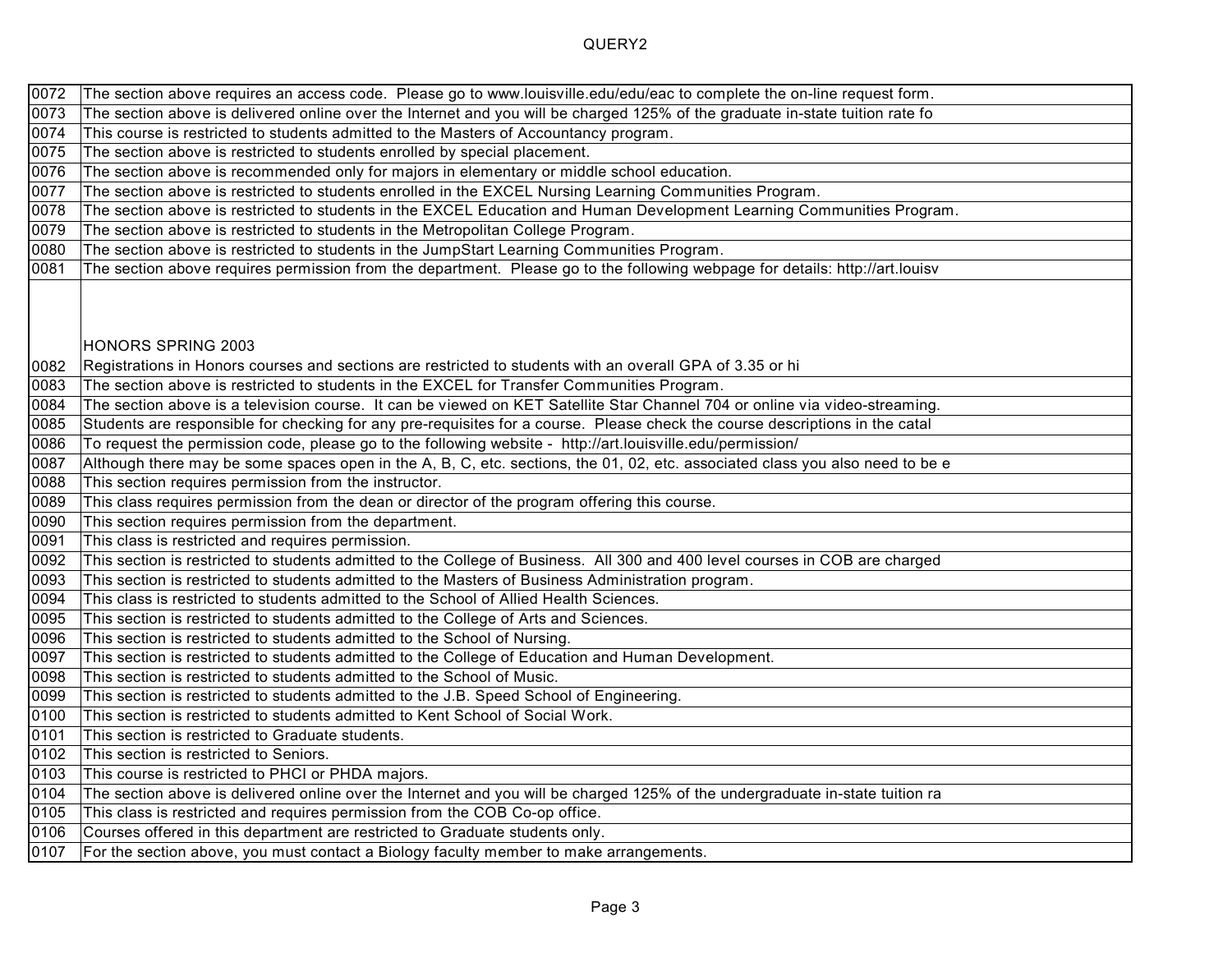| | |
|---|---|
| 0072 | The section above requires an access code. Please go to www.louisville.edu/edu/eac to complete the on-line request form. |
| 0073 | The section above is delivered online over the Internet and you will be charged 125% of the graduate in-state tuition rate fo |
| 0074 | This course is restricted to students admitted to the Masters of Accountancy program. |
| 0075 | The section above is restricted to students enrolled by special placement. |
| 0076 | The section above is recommended only for majors in elementary or middle school education. |
| 0077 | The section above is restricted to students enrolled in the EXCEL Nursing Learning Communities Program. |
| 0078 | The section above is restricted to students in the EXCEL Education and Human Development Learning Communities Program. |
| 0079 | The section above is restricted to students in the Metropolitan College Program. |
| 0080 | The section above is restricted to students in the JumpStart Learning Communities Program. |
| 0081 | The section above requires permission from the department. Please go to the following webpage for details: http://art.louisv |
| 0082 | HONORS SPRING 2003<br>Registrations in Honors courses and sections are restricted to students with an overall GPA of 3.35 or hi |
| 0083 | The section above is restricted to students in the EXCEL for Transfer Communities Program. |
| 0084 | The section above is a television course. It can be viewed on KET Satellite Star Channel 704 or online via video-streaming. |
| 0085 | Students are responsible for checking for any pre-requisites for a course. Please check the course descriptions in the catal |
| 0086 | To request the permission code, please go to the following website - http://art.louisville.edu/permission/ |
| 0087 | Although there may be some spaces open in the A, B, C, etc. sections, the 01, 02, etc. associated class you also need to be e |
| 0088 | This section requires permission from the instructor. |
| 0089 | This class requires permission from the dean or director of the program offering this course. |
| 0090 | This section requires permission from the department. |
| 0091 | This class is restricted and requires permission. |
| 0092 | This section is restricted to students admitted to the College of Business. All 300 and 400 level courses in COB are charged |
| 0093 | This section is restricted to students admitted to the Masters of Business Administration program. |
| 0094 | This class is restricted to students admitted to the School of Allied Health Sciences. |
| 0095 | This section is restricted to students admitted to the College of Arts and Sciences. |
| 0096 | This section is restricted to students admitted to the School of Nursing. |
| 0097 | This section is restricted to students admitted to the College of Education and Human Development. |
| 0098 | This section is restricted to students admitted to the School of Music. |
| 0099 | This section is restricted to students admitted to the J.B. Speed School of Engineering. |
| 0100 | This section is restricted to students admitted to Kent School of Social Work. |
| 0101 | This section is restricted to Graduate students. |
| 0102 | This section is restricted to Seniors. |
| 0103 | This course is restricted to PHCI or PHDA majors. |
| 0104 | The section above is delivered online over the Internet and you will be charged 125% of the undergraduate in-state tuition ra |
| 0105 | This class is restricted and requires permission from the COB Co-op office. |
| 0106 | Courses offered in this department are restricted to Graduate students only. |
| 0107 | For the section above, you must contact a Biology faculty member to make arrangements. |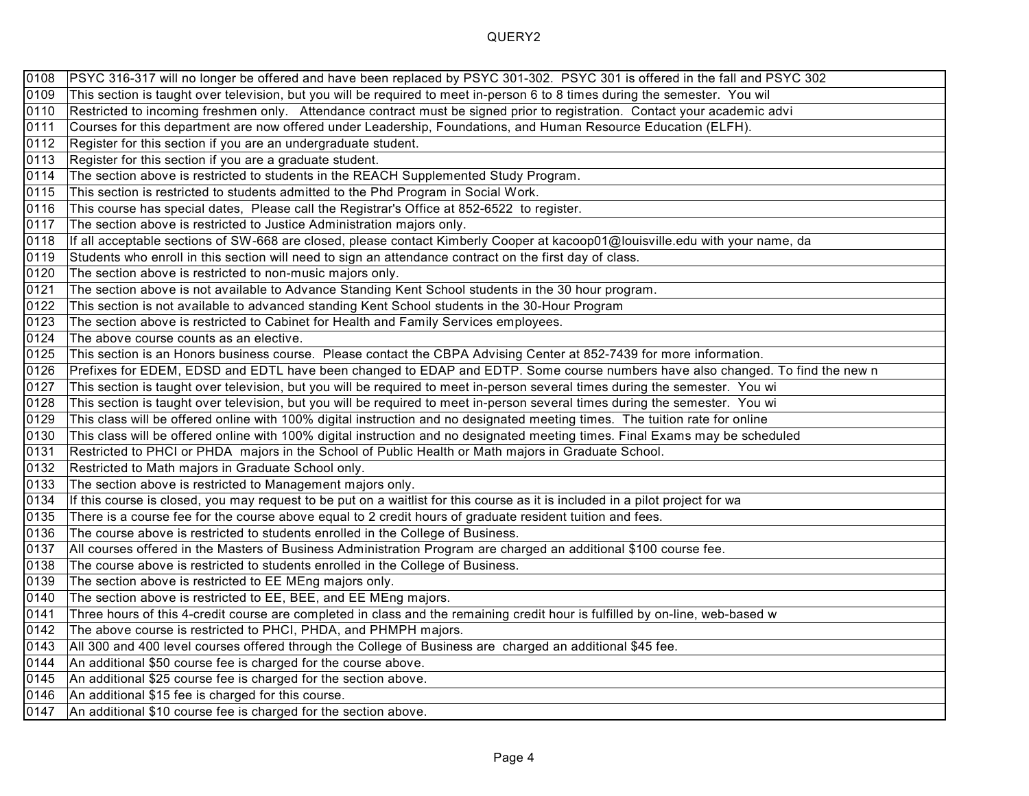| | |
|---|---|
| 0108 | PSYC 316-317 will no longer be offered and have been replaced by PSYC 301-302. PSYC 301 is offered in the fall and PSYC 302 |
| 0109 | This section is taught over television, but you will be required to meet in-person 6 to 8 times during the semester. You wil |
| 0110 | Restricted to incoming freshmen only. Attendance contract must be signed prior to registration. Contact your academic advi |
| 0111 | Courses for this department are now offered under Leadership, Foundations, and Human Resource Education (ELFH). |
| 0112 | Register for this section if you are an undergraduate student. |
| 0113 | Register for this section if you are a graduate student. |
| 0114 | The section above is restricted to students in the REACH Supplemented Study Program. |
| 0115 | This section is restricted to students admitted to the Phd Program in Social Work. |
| 0116 | This course has special dates, Please call the Registrar's Office at 852-6522 to register. |
| 0117 | The section above is restricted to Justice Administration majors only. |
| 0118 | If all acceptable sections of SW-668 are closed, please contact Kimberly Cooper at kacoop01@louisville.edu with your name, da |
| 0119 | Students who enroll in this section will need to sign an attendance contract on the first day of class. |
| 0120 | The section above is restricted to non-music majors only. |
| 0121 | The section above is not available to Advance Standing Kent School students in the 30 hour program. |
| 0122 | This section is not available to advanced standing Kent School students in the 30-Hour Program |
| 0123 | The section above is restricted to Cabinet for Health and Family Services employees. |
| 0124 | The above course counts as an elective. |
| 0125 | This section is an Honors business course. Please contact the CBPA Advising Center at 852-7439 for more information. |
| 0126 | Prefixes for EDEM, EDSD and EDTL have been changed to EDAP and EDTP. Some course numbers have also changed. To find the new n |
| 0127 | This section is taught over television, but you will be required to meet in-person several times during the semester. You wi |
| 0128 | This section is taught over television, but you will be required to meet in-person several times during the semester. You wi |
| 0129 | This class will be offered online with 100% digital instruction and no designated meeting times. The tuition rate for online |
| 0130 | This class will be offered online with 100% digital instruction and no designated meeting times. Final Exams may be scheduled |
| 0131 | Restricted to PHCI or PHDA majors in the School of Public Health or Math majors in Graduate School. |
| 0132 | Restricted to Math majors in Graduate School only. |
| 0133 | The section above is restricted to Management majors only. |
| 0134 | If this course is closed, you may request to be put on a waitlist for this course as it is included in a pilot project for wa |
| 0135 | There is a course fee for the course above equal to 2 credit hours of graduate resident tuition and fees. |
| 0136 | The course above is restricted to students enrolled in the College of Business. |
| 0137 | All courses offered in the Masters of Business Administration Program are charged an additional $100 course fee. |
| 0138 | The course above is restricted to students enrolled in the College of Business. |
| 0139 | The section above is restricted to EE MEng majors only. |
| 0140 | The section above is restricted to EE, BEE, and EE MEng majors. |
| 0141 | Three hours of this 4-credit course are completed in class and the remaining credit hour is fulfilled by on-line, web-based w |
| 0142 | The above course is restricted to PHCI, PHDA, and PHMPH majors. |
| 0143 | All 300 and 400 level courses offered through the College of Business are charged an additional $45 fee. |
| 0144 | An additional $50 course fee is charged for the course above. |
| 0145 | An additional $25 course fee is charged for the section above. |
| 0146 | An additional $15 fee is charged for this course. |
| 0147 | An additional $10 course fee is charged for the section above. |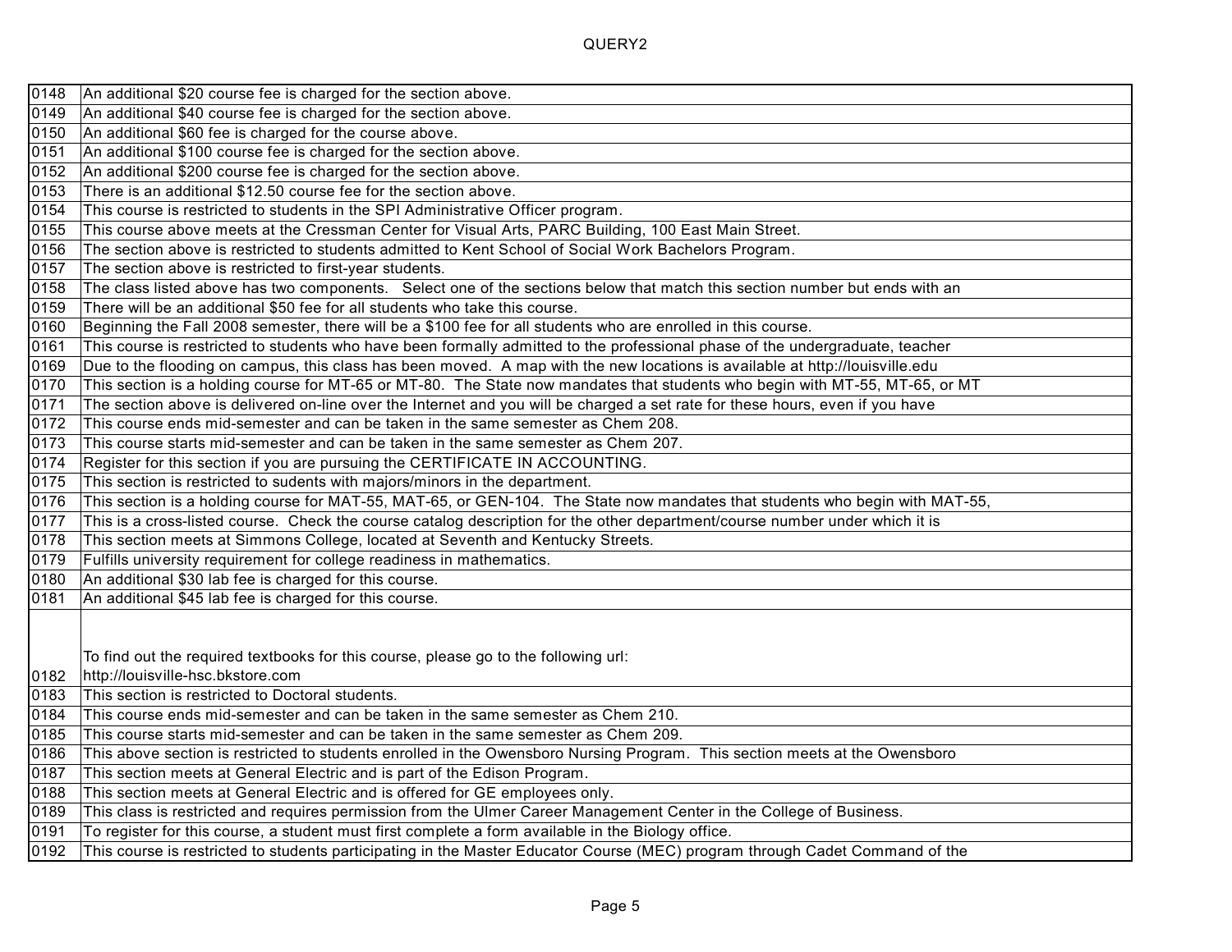| | |
|---|---|
| 0148 | An additional $20 course fee is charged for the section above. |
| 0149 | An additional $40 course fee is charged for the section above. |
| 0150 | An additional $60 fee is charged for the course above. |
| 0151 | An additional $100 course fee is charged for the section above. |
| 0152 | An additional $200 course fee is charged for the section above. |
| 0153 | There is an additional $12.50 course fee for the section above. |
| 0154 | This course is restricted to students in the SPI Administrative Officer program. |
| 0155 | This course above meets at the Cressman Center for Visual Arts, PARC Building, 100 East Main Street. |
| 0156 | The section above is restricted to students admitted to Kent School of Social Work Bachelors Program. |
| 0157 | The section above is restricted to first-year students. |
| 0158 | The class listed above has two components. Select one of the sections below that match this section number but ends with an |
| 0159 | There will be an additional $50 fee for all students who take this course. |
| 0160 | Beginning the Fall 2008 semester, there will be a $100 fee for all students who are enrolled in this course. |
| 0161 | This course is restricted to students who have been formally admitted to the professional phase of the undergraduate, teacher |
| 0169 | Due to the flooding on campus, this class has been moved. A map with the new locations is available at http://louisville.edu |
| 0170 | This section is a holding course for MT-65 or MT-80. The State now mandates that students who begin with MT-55, MT-65, or MT |
| 0171 | The section above is delivered on-line over the Internet and you will be charged a set rate for these hours, even if you have |
| 0172 | This course ends mid-semester and can be taken in the same semester as Chem 208. |
| 0173 | This course starts mid-semester and can be taken in the same semester as Chem 207. |
| 0174 | Register for this section if you are pursuing the CERTIFICATE IN ACCOUNTING. |
| 0175 | This section is restricted to sudents with majors/minors in the department. |
| 0176 | This section is a holding course for MAT-55, MAT-65, or GEN-104. The State now mandates that students who begin with MAT-55, |
| 0177 | This is a cross-listed course. Check the course catalog description for the other department/course number under which it is |
| 0178 | This section meets at Simmons College, located at Seventh and Kentucky Streets. |
| 0179 | Fulfills university requirement for college readiness in mathematics. |
| 0180 | An additional $30 lab fee is charged for this course. |
| 0181 | An additional $45 lab fee is charged for this course. |
| 0182 | To find out the required textbooks for this course, please go to the following url: http://louisville-hsc.bkstore.com |
| 0183 | This section is restricted to Doctoral students. |
| 0184 | This course ends mid-semester and can be taken in the same semester as Chem 210. |
| 0185 | This course starts mid-semester and can be taken in the same semester as Chem 209. |
| 0186 | This above section is restricted to students enrolled in the Owensboro Nursing Program. This section meets at the Owensboro |
| 0187 | This section meets at General Electric and is part of the Edison Program. |
| 0188 | This section meets at General Electric and is offered for GE employees only. |
| 0189 | This class is restricted and requires permission from the Ulmer Career Management Center in the College of Business. |
| 0191 | To register for this course, a student must first complete a form available in the Biology office. |
| 0192 | This course is restricted to students participating in the Master Educator Course (MEC) program through Cadet Command of the |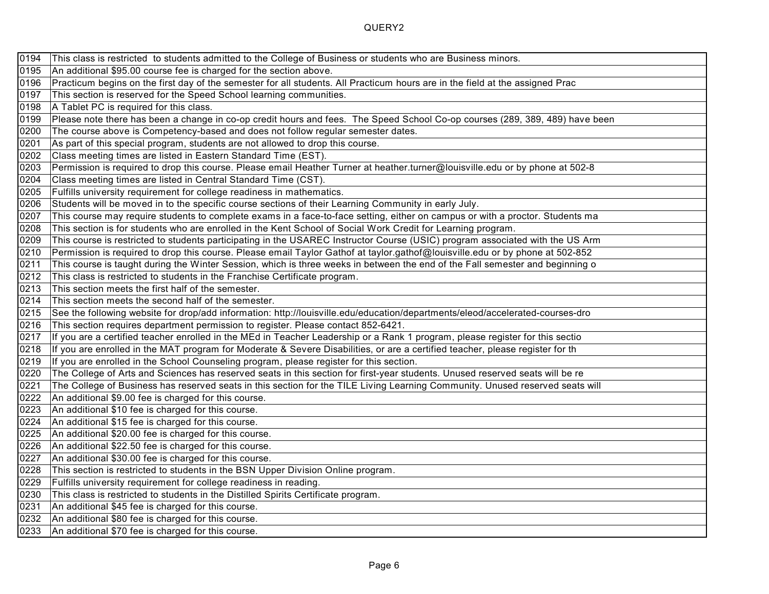| | |
|---|---|
| 0194 | This class is restricted  to students admitted to the College of Business or students who are Business minors. |
| 0195 | An additional $95.00 course fee is charged for the section above. |
| 0196 | Practicum begins on the first day of the semester for all students. All Practicum hours are in the field at the assigned Prac |
| 0197 | This section is reserved for the Speed School learning communities. |
| 0198 | A Tablet PC is required for this class. |
| 0199 | Please note there has been a change in co-op credit hours and fees.  The Speed School Co-op courses (289, 389, 489) have been |
| 0200 | The course above is Competency-based and does not follow regular semester dates. |
| 0201 | As part of this special program, students are not allowed to drop this course. |
| 0202 | Class meeting times are listed in Eastern Standard Time (EST). |
| 0203 | Permission is required to drop this course. Please email Heather Turner at heather.turner@louisville.edu or by phone at 502-8 |
| 0204 | Class meeting times are listed in Central Standard Time (CST). |
| 0205 | Fulfills university requirement for college readiness in mathematics. |
| 0206 | Students will be moved in to the specific course sections of their Learning Community in early July. |
| 0207 | This course may require students to complete exams in a face-to-face setting, either on campus or with a proctor. Students ma |
| 0208 | This section is for students who are enrolled in the Kent School of Social Work Credit for Learning program. |
| 0209 | This course is restricted to students participating in the USAREC Instructor Course (USIC) program associated with the US Arm |
| 0210 | Permission is required to drop this course. Please email Taylor Gathof at taylor.gathof@louisville.edu or by phone at 502-852 |
| 0211 | This course is taught during the Winter Session, which is three weeks in between the end of the Fall semester and beginning o |
| 0212 | This class is restricted to students in the Franchise Certificate program. |
| 0213 | This section meets the first half of the semester. |
| 0214 | This section meets the second half of the semester. |
| 0215 | See the following website for drop/add information: http://louisville.edu/education/departments/eleod/accelerated-courses-dro |
| 0216 | This section requires department permission to register. Please contact 852-6421. |
| 0217 | If you are a certified teacher enrolled in the MEd in Teacher Leadership or a Rank 1 program, please register for this sectio |
| 0218 | If you are enrolled in the MAT program for Moderate & Severe Disabilities, or are a certified teacher, please register for th |
| 0219 | If you are enrolled in the School Counseling program, please register for this section. |
| 0220 | The College of Arts and Sciences has reserved seats in this section for first-year students. Unused reserved seats will be re |
| 0221 | The College of Business has reserved seats in this section for the TILE Living Learning Community. Unused reserved seats will |
| 0222 | An additional $9.00 fee is charged for this course. |
| 0223 | An additional $10 fee is charged for this course. |
| 0224 | An additional $15 fee is charged for this course. |
| 0225 | An additional $20.00 fee is charged for this course. |
| 0226 | An additional $22.50 fee is charged for this course. |
| 0227 | An additional $30.00 fee is charged for this course. |
| 0228 | This section is restricted to students in the BSN Upper Division Online program. |
| 0229 | Fulfills university requirement for college readiness in reading. |
| 0230 | This class is restricted to students in the Distilled Spirits Certificate program. |
| 0231 | An additional $45 fee is charged for this course. |
| 0232 | An additional $80 fee is charged for this course. |
| 0233 | An additional $70 fee is charged for this course. |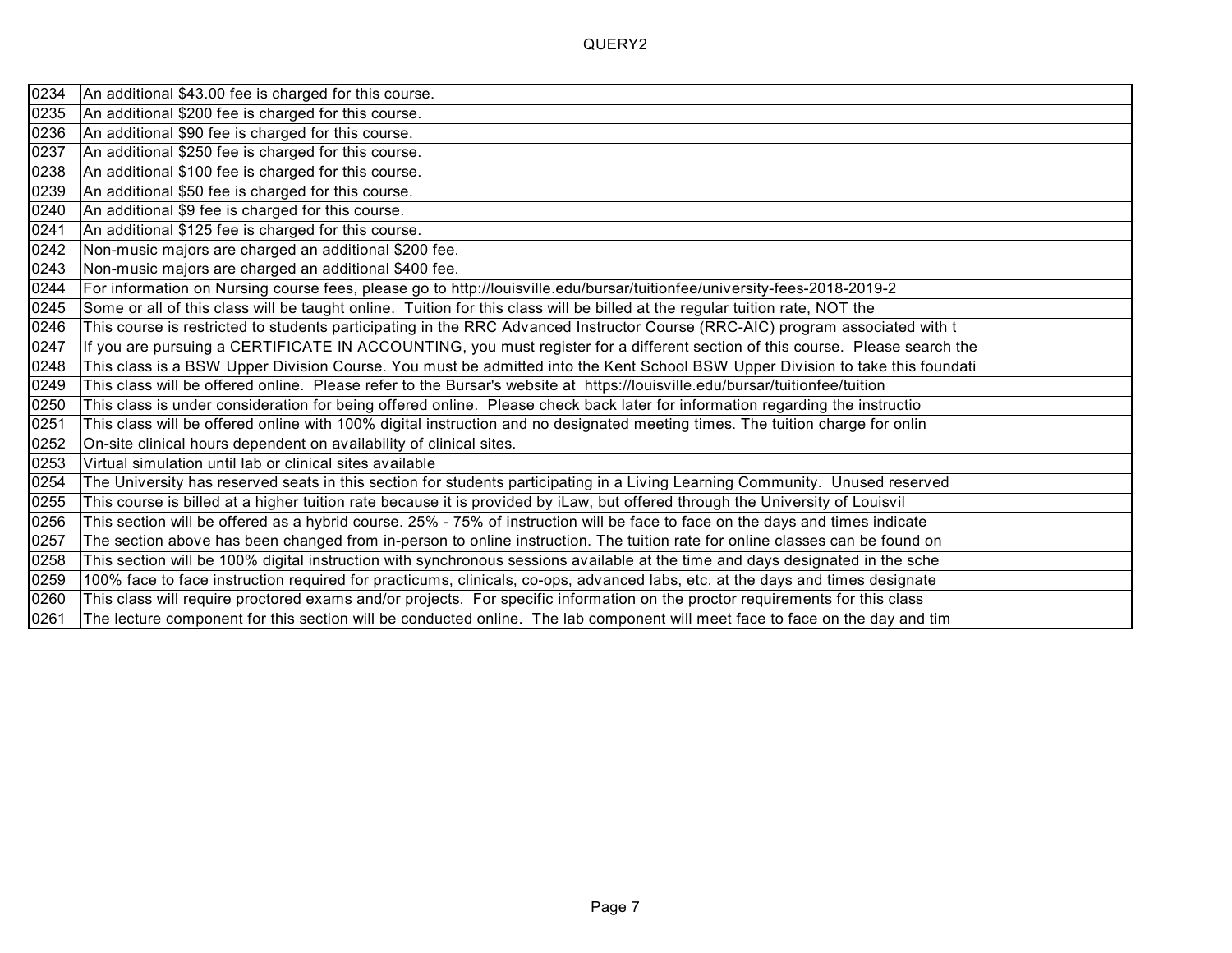| | |
|---|---|
| 0234 | An additional $43.00 fee is charged for this course. |
| 0235 | An additional $200 fee is charged for this course. |
| 0236 | An additional $90 fee is charged for this course. |
| 0237 | An additional $250 fee is charged for this course. |
| 0238 | An additional $100 fee is charged for this course. |
| 0239 | An additional $50 fee is charged for this course. |
| 0240 | An additional $9 fee is charged for this course. |
| 0241 | An additional $125 fee is charged for this course. |
| 0242 | Non-music majors are charged an additional $200 fee. |
| 0243 | Non-music majors are charged an additional $400 fee. |
| 0244 | For information on Nursing course fees, please go to http://louisville.edu/bursar/tuitionfee/university-fees-2018-2019-2 |
| 0245 | Some or all of this class will be taught online. Tuition for this class will be billed at the regular tuition rate, NOT the |
| 0246 | This course is restricted to students participating in the RRC Advanced Instructor Course (RRC-AIC) program associated with t |
| 0247 | If you are pursuing a CERTIFICATE IN ACCOUNTING, you must register for a different section of this course. Please search the |
| 0248 | This class is a BSW Upper Division Course. You must be admitted into the Kent School BSW Upper Division to take this foundati |
| 0249 | This class will be offered online. Please refer to the Bursar's website at https://louisville.edu/bursar/tuitionfee/tuition |
| 0250 | This class is under consideration for being offered online. Please check back later for information regarding the instructio |
| 0251 | This class will be offered online with 100% digital instruction and no designated meeting times. The tuition charge for onlin |
| 0252 | On-site clinical hours dependent on availability of clinical sites. |
| 0253 | Virtual simulation until lab or clinical sites available |
| 0254 | The University has reserved seats in this section for students participating in a Living Learning Community. Unused reserved |
| 0255 | This course is billed at a higher tuition rate because it is provided by iLaw, but offered through the University of Louisvil |
| 0256 | This section will be offered as a hybrid course. 25% - 75% of instruction will be face to face on the days and times indicate |
| 0257 | The section above has been changed from in-person to online instruction. The tuition rate for online classes can be found on |
| 0258 | This section will be 100% digital instruction with synchronous sessions available at the time and days designated in the sche |
| 0259 | 100% face to face instruction required for practicums, clinicals, co-ops, advanced labs, etc. at the days and times designate |
| 0260 | This class will require proctored exams and/or projects. For specific information on the proctor requirements for this class |
| 0261 | The lecture component for this section will be conducted online. The lab component will meet face to face on the day and tim |